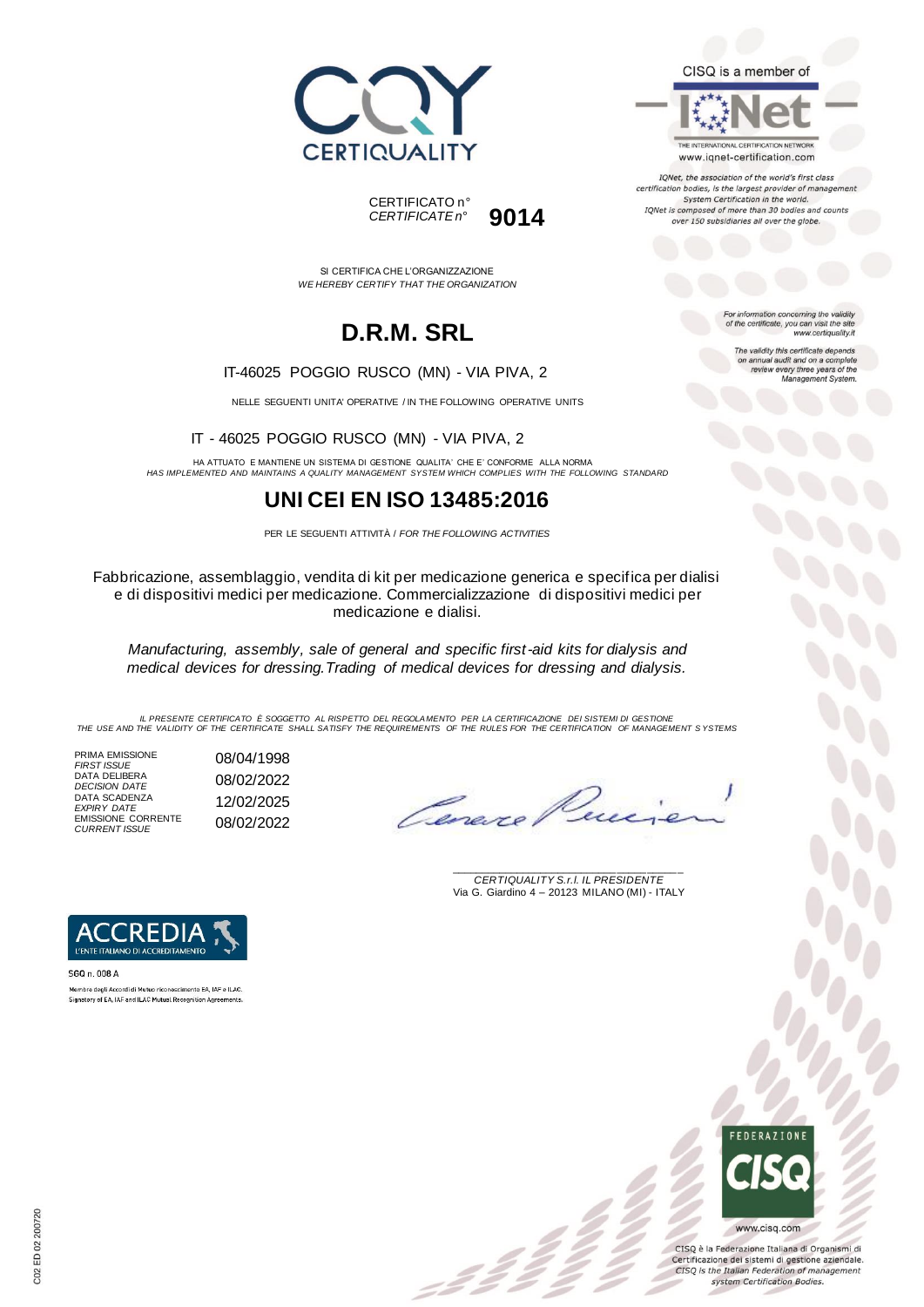CERTIQUALITY

CERTIFICATO n°
*CERTIFICATE n°* **9014**

CISQ is a member of

IQNet

THE INTERNATIONAL CERTIFICATION NETWORK
www.iqnet-certification.com

*IQNet, the association of the world's first class certification bodies, is the largest provider of management System Certification in the world. IQNet is composed of more than 30 bodies and counts over 150 subsidiaries all over the globe.*

SI CERTIFICA CHE L'ORGANIZZAZIONE
*WE HEREBY CERTIFY THAT THE ORGANIZATION*

# D.R.M. SRL

IT-46025 POGGIO RUSCO (MN) - VIA PIVA, 2

NELLE SEGUENTI UNITA' OPERATIVE / IN THE FOLLOWING OPERATIVE UNITS

IT - 46025 POGGIO RUSCO (MN) - VIA PIVA, 2

HA ATTUATO E MANTIENE UN SISTEMA DI GESTIONE QUALITA' CHE E' CONFORME ALLA NORMA
*HAS IMPLEMENTED AND MAINTAINS A QUALITY MANAGEMENT SYSTEM WHICH COMPLIES WITH THE FOLLOWING STANDARD*

## UNI CEI EN ISO 13485:2016

PER LE SEGUENTI ATTIVITÀ / *FOR THE FOLLOWING ACTIVITIES*

Fabbricazione, assemblaggio, vendita di kit per medicazione generica e specifica per dialisi e di dispositivi medici per medicazione. Commercializzazione di dispositivi medici per medicazione e dialisi.

*Manufacturing, assembly, sale of general and specific first-aid kits for dialysis and medical devices for dressing. Trading of medical devices for dressing and dialysis.*

*For information concerning the validity of the certificate, you can visit the site www.certiquality.it*

*The validity this certificate depends on annual audit and on a complete review every three years of the Management System.*

*IL PRESENTE CERTIFICATO È SOGGETTO AL RISPETTO DEL REGOLAMENTO PER LA CERTIFICAZIONE DEI SISTEMI DI GESTIONE*
*THE USE AND THE VALIDITY OF THE CERTIFICATE SHALL SATISFY THE REQUIREMENTS OF THE RULES FOR THE CERTIFICATION OF MANAGEMENT SYSTEMS*

| | |
|---|---|
| PRIMA EMISSIONE / *FIRST ISSUE* | 08/04/1998 |
| DATA DELIBERA / *DECISION DATE* | 08/02/2022 |
| DATA SCADENZA / *EXPIRY DATE* | 12/02/2025 |
| EMISSIONE CORRENTE / *CURRENT ISSUE* | 08/02/2022 |

*CERTIQUALITY S.r.l. IL PRESIDENTE*
Via G. Giardino 4 – 20123 MILANO (MI) - ITALY

ACCREDIA
L'ENTE ITALIANO DI ACCREDITAMENTO

SGQ n. 008 A
Membro degli Accordi di Mutuo riconoscimento EA, IAF e ILAC.
Signatory of EA, IAF and ILAC Mutual Recognition Agreements.

FEDERAZIONE CISQ
www.cisq.com

CISQ è la Federazione Italiana di Organismi di Certificazione dei sistemi di gestione aziendale.
*CISQ is the Italian Federation of management system Certification Bodies.*

C02 ED 02 200720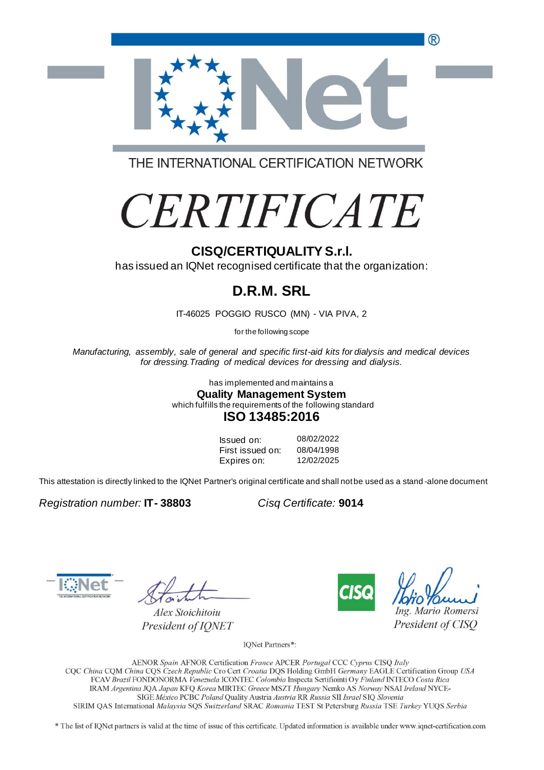THE INTERNATIONAL CERTIFICATION NETWORK

# CERTIFICATE

**CISQ/CERTIQUALITY S.r.l.**

has issued an IQNet recognised certificate that the organization:

## D.R.M. SRL

IT-46025 POGGIO RUSCO (MN) - VIA PIVA, 2

for the following scope

*Manufacturing, assembly, sale of general and specific first-aid kits for dialysis and medical devices for dressing.Trading of medical devices for dressing and dialysis.*

has implemented and maintains a

**Quality Management System**

which fulfills the requirements of the following standard

**ISO 13485:2016**

| | |
|---|---|
| Issued on: | 08/02/2022 |
| First issued on: | 08/04/1998 |
| Expires on: | 12/02/2025 |

This attestation is directly linked to the IQNet Partner's original certificate and shall not be used as a stand-alone document

*Registration number:* **IT- 38803** *Cisq Certificate:* **9014**

*Alex Stoichitoiu*
*President of IQNET*

*Ing. Mario Romersi*
*President of CISQ*

IQNet Partners*:

AENOR *Spain* AFNOR Certification *France* APCER *Portugal* CCC *Cyprus* CISQ *Italy*
CQC *China* CQM *China* CQS *Czech Republic* Cro Cert *Croatia* DQS Holding GmbH *Germany* EAGLE Certification Group *USA*
FCAV *Brazil* FONDONORMA *Venezuela* ICONTEC *Colombia* Inspecta Sertifiointi Oy *Finland* INTECO *Costa Rica*
IRAM *Argentina* JQA *Japan* KFQ *Korea* MIRTEC *Greece* MSZT *Hungary* Nemko AS *Norway* NSAI *Ireland* NYCE-SIGE *México* PCBC *Poland* Quality Austria *Austria* RR *Russia* SII *Israel* SIQ *Slovenia*
SIRIM QAS International *Malaysia* SQS *Switzerland* SRAC *Romania* TEST St Petersburg *Russia* TSE *Turkey* YUQS *Serbia*

* The list of IQNet partners is valid at the time of issue of this certificate. Updated information is available under www.iqnet-certification.com